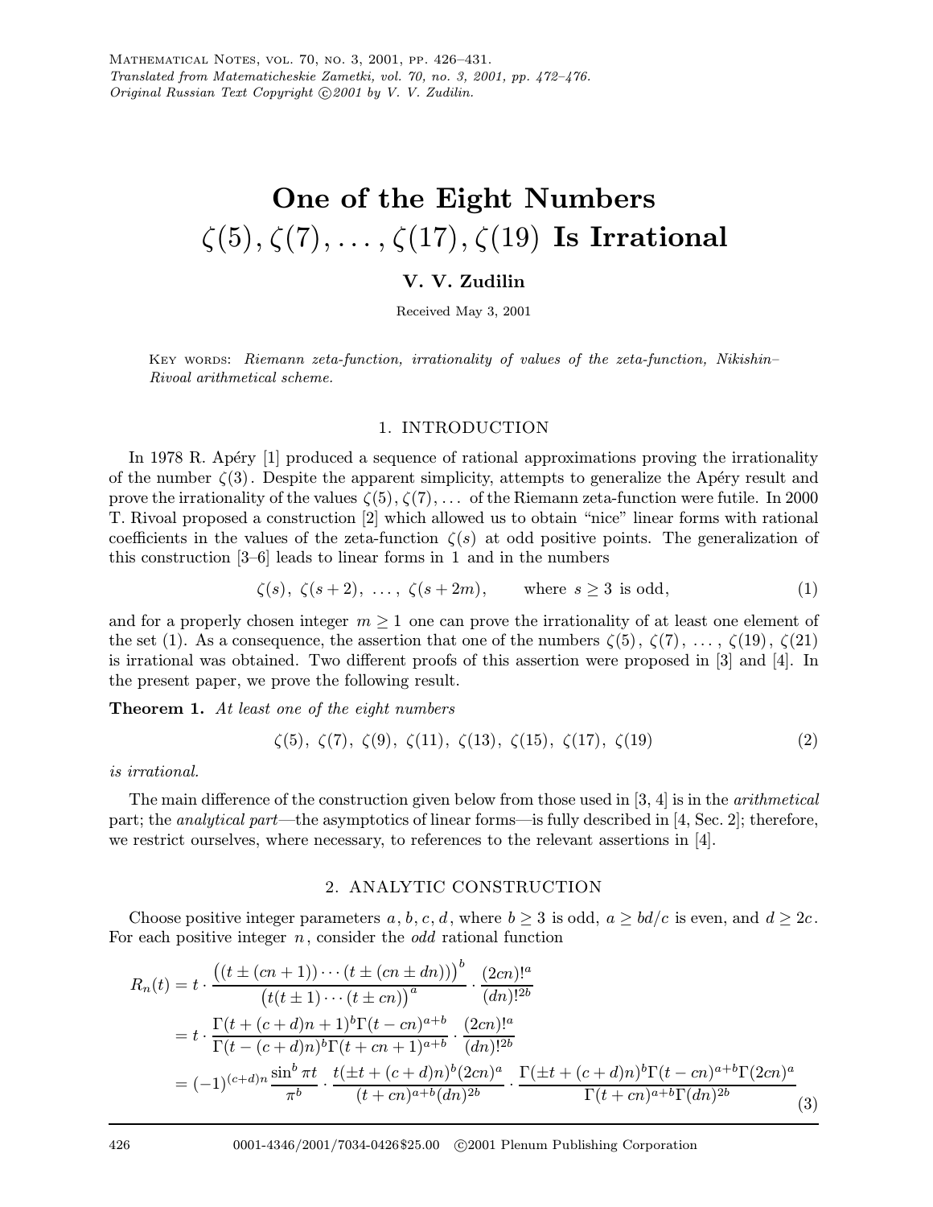Mathematical Notes, vol. 70, no. 3, 2001, pp. 426–431.
*Translated from Matematicheskie Zametki, vol. 70, no. 3, 2001, pp. 472–476.*
*Original Russian Text Copyright ©2001 by V. V. Zudilin.*

# One of the Eight Numbers $\zeta(5), \zeta(7), \dots, \zeta(17), \zeta(19)$ Is Irrational

**V. V. Zudilin**

Received May 3, 2001

Key words: *Riemann zeta-function, irrationality of values of the zeta-function, Nikishin–Rivoal arithmetical scheme.*

## 1. INTRODUCTION

In 1978 R. Apéry [1] produced a sequence of rational approximations proving the irrationality of the number $\zeta(3)$. Despite the apparent simplicity, attempts to generalize the Apéry result and prove the irrationality of the values $\zeta(5), \zeta(7), \dots$ of the Riemann zeta-function were futile. In 2000 T. Rivoal proposed a construction [2] which allowed us to obtain "nice" linear forms with rational coefficients in the values of the zeta-function $\zeta(s)$ at odd positive points. The generalization of this construction [3–6] leads to linear forms in 1 and in the numbers

$$\zeta(s),\ \zeta(s+2),\ \dots,\ \zeta(s+2m), \qquad \text{where } s \geq 3 \text{ is odd}, \tag{1}$$

and for a properly chosen integer $m \geq 1$ one can prove the irrationality of at least one element of the set (1). As a consequence, the assertion that one of the numbers $\zeta(5)$, $\zeta(7)$, $\dots$, $\zeta(19)$, $\zeta(21)$ is irrational was obtained. Two different proofs of this assertion were proposed in [3] and [4]. In the present paper, we prove the following result.

**Theorem 1.** *At least one of the eight numbers*

$$\zeta(5),\ \zeta(7),\ \zeta(9),\ \zeta(11),\ \zeta(13),\ \zeta(15),\ \zeta(17),\ \zeta(19) \tag{2}$$

*is irrational.*

The main difference of the construction given below from those used in [3, 4] is in the *arithmetical* part; the *analytical part*—the asymptotics of linear forms—is fully described in [4, Sec. 2]; therefore, we restrict ourselves, where necessary, to references to the relevant assertions in [4].

## 2. ANALYTIC CONSTRUCTION

Choose positive integer parameters $a, b, c, d$, where $b \geq 3$ is odd, $a \geq bd/c$ is even, and $d \geq 2c$. For each positive integer $n$, consider the *odd* rational function

$$\begin{aligned}
R_n(t) &= t \cdot \frac{\big((t \pm (cn+1)) \cdots (t \pm (cn \pm dn))\big)^b}{\big(t(t\pm 1)\cdots(t \pm cn)\big)^a} \cdot \frac{(2cn)!^a}{(dn)!^{2b}} \\
&= t \cdot \frac{\Gamma(t+(c+d)n+1)^b \Gamma(t-cn)^{a+b}}{\Gamma(t-(c+d)n)^b \Gamma(t+cn+1)^{a+b}} \cdot \frac{(2cn)!^a}{(dn)!^{2b}} \\
&= (-1)^{(c+d)n} \frac{\sin^b \pi t}{\pi^b} \cdot \frac{t(\pm t+(c+d)n)^b (2cn)^a}{(t+cn)^{a+b}(dn)^{2b}} \cdot \frac{\Gamma(\pm t+(c+d)n)^b \Gamma(t-cn)^{a+b} \Gamma(2cn)^a}{\Gamma(t+cn)^{a+b} \Gamma(dn)^{2b}}
\end{aligned} \tag{3}$$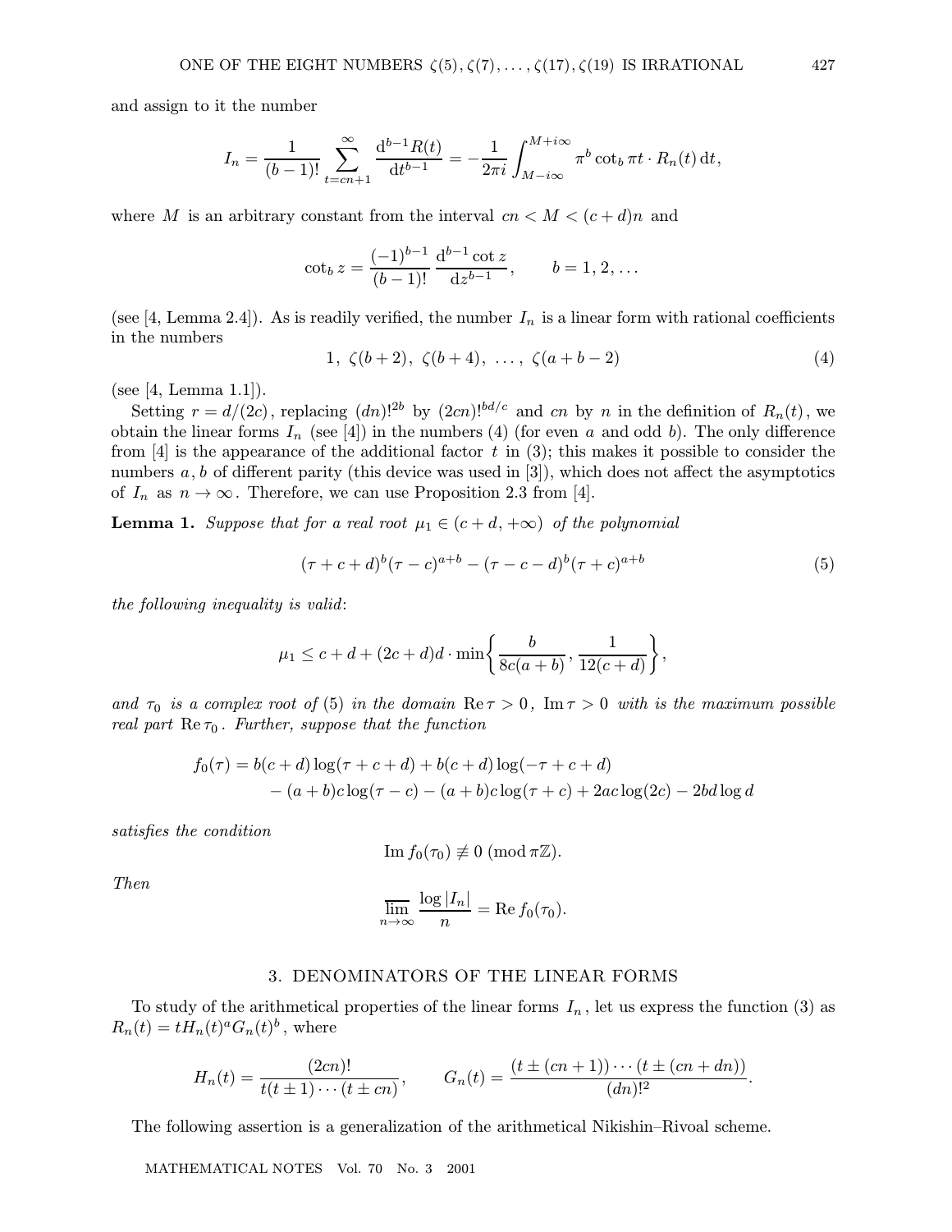and assign to it the number

$$I_n = \frac{1}{(b-1)!}\sum_{t=cn+1}^{\infty}\frac{\mathrm{d}^{b-1}R(t)}{\mathrm{d}t^{b-1}} = -\frac{1}{2\pi i}\int_{M-i\infty}^{M+i\infty}\pi^b \cot_b \pi t\cdot R_n(t)\,\mathrm{d}t,$$

where $M$ is an arbitrary constant from the interval $cn < M < (c+d)n$ and

$$\cot_b z = \frac{(-1)^{b-1}}{(b-1)!}\frac{\mathrm{d}^{b-1}\cot z}{\mathrm{d}z^{b-1}}, \qquad b = 1, 2, \dots$$

(see [4, Lemma 2.4]). As is readily verified, the number $I_n$ is a linear form with rational coefficients in the numbers

$$1,\ \zeta(b+2),\ \zeta(b+4),\ \dots,\ \zeta(a+b-2) \tag{4}$$

(see [4, Lemma 1.1]).

Setting $r = d/(2c)$, replacing $(dn)!^{2b}$ by $(2cn)!^{bd/c}$ and $cn$ by $n$ in the definition of $R_n(t)$, we obtain the linear forms $I_n$ (see [4]) in the numbers (4) (for even $a$ and odd $b$). The only difference from [4] is the appearance of the additional factor $t$ in (3); this makes it possible to consider the numbers $a, b$ of different parity (this device was used in [3]), which does not affect the asymptotics of $I_n$ as $n \to \infty$. Therefore, we can use Proposition 2.3 from [4].

**Lemma 1.** *Suppose that for a real root $\mu_1 \in (c+d, +\infty)$ of the polynomial*

$$(\tau+c+d)^b(\tau-c)^{a+b} - (\tau-c-d)^b(\tau+c)^{a+b} \tag{5}$$

*the following inequality is valid:*

$$\mu_1 \le c+d+(2c+d)d\cdot\min\left\{\frac{b}{8c(a+b)}, \frac{1}{12(c+d)}\right\},$$

*and $\tau_0$ is a complex root of (5) in the domain $\operatorname{Re}\tau > 0$, $\operatorname{Im}\tau > 0$ with is the maximum possible real part $\operatorname{Re}\tau_0$. Further, suppose that the function*

$$\begin{aligned} f_0(\tau) &= b(c+d)\log(\tau+c+d) + b(c+d)\log(-\tau+c+d) \\ &\quad - (a+b)c\log(\tau-c) - (a+b)c\log(\tau+c) + 2ac\log(2c) - 2bd\log d \end{aligned}$$

*satisfies the condition*

$$\operatorname{Im} f_0(\tau_0) \not\equiv 0 \ (\mathrm{mod}\, \pi\mathbb{Z}).$$

*Then*

$$\varlimsup_{n\to\infty}\frac{\log|I_n|}{n} = \operatorname{Re} f_0(\tau_0).$$

## 3. DENOMINATORS OF THE LINEAR FORMS

To study of the arithmetical properties of the linear forms $I_n$, let us express the function (3) as $R_n(t) = tH_n(t)^a G_n(t)^b$, where

$$H_n(t) = \frac{(2cn)!}{t(t\pm1)\cdots(t\pm cn)}, \qquad G_n(t) = \frac{(t\pm(cn+1))\cdots(t\pm(cn+dn))}{(dn)!^2}.$$

The following assertion is a generalization of the arithmetical Nikishin–Rivoal scheme.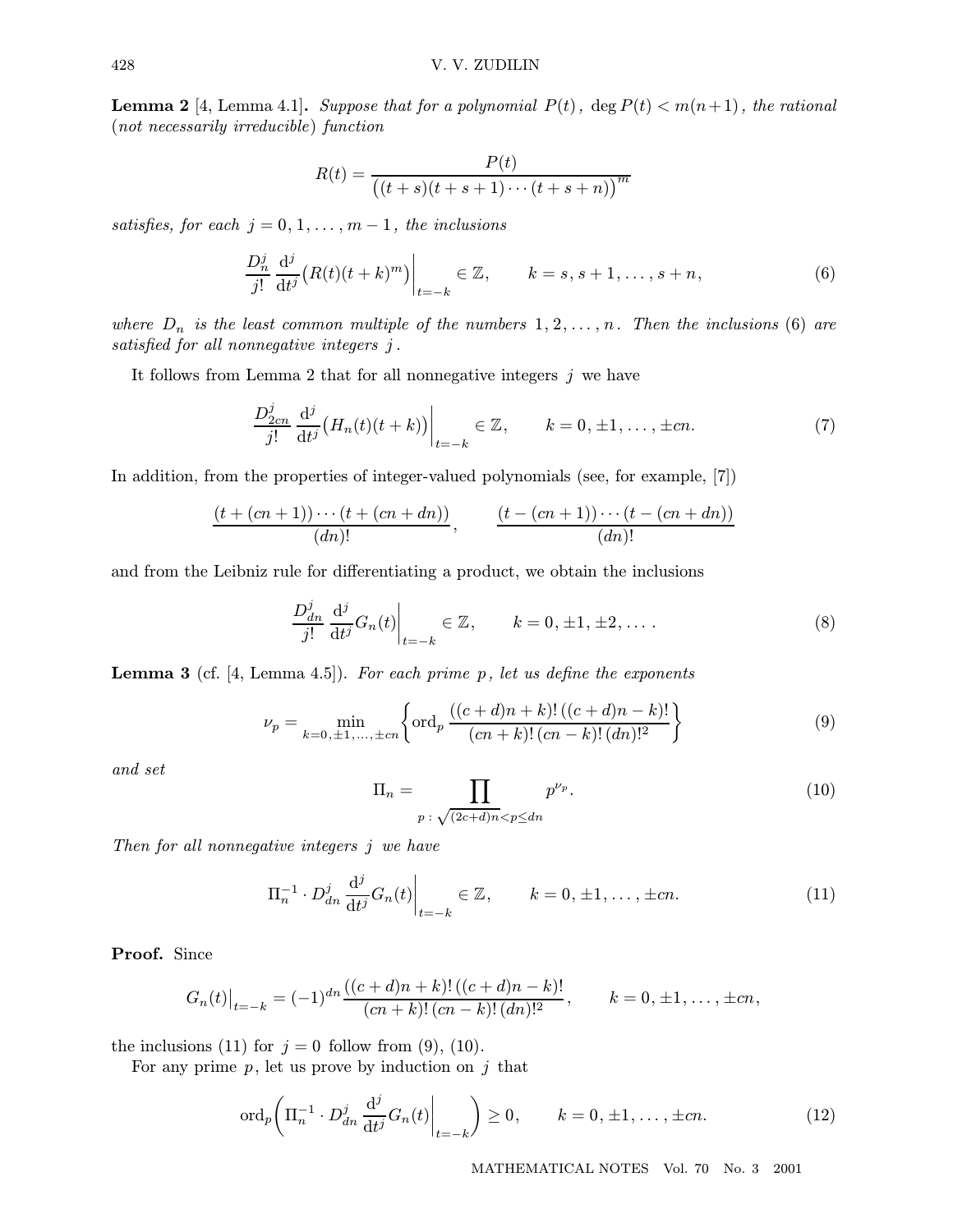**Lemma 2** [4, Lemma 4.1]. *Suppose that for a polynomial $P(t)$, $\deg P(t) < m(n+1)$, the rational* (*not necessarily irreducible*) *function*

$$R(t) = \frac{P(t)}{\big((t+s)(t+s+1)\cdots(t+s+n)\big)^m}$$

*satisfies, for each $j = 0, 1, \dots, m-1$, the inclusions*

$$\frac{D_n^j}{j!}\,\frac{\mathrm{d}^j}{\mathrm{d}t^j}\big(R(t)(t+k)^m\big)\bigg|_{t=-k} \in \mathbb{Z}, \qquad k = s, s+1, \dots, s+n, \tag{6}$$

*where $D_n$ is the least common multiple of the numbers $1, 2, \dots, n$. Then the inclusions* (6) *are satisfied for all nonnegative integers $j$.*

It follows from Lemma 2 that for all nonnegative integers $j$ we have

$$\frac{D_{2cn}^j}{j!}\,\frac{\mathrm{d}^j}{\mathrm{d}t^j}\big(H_n(t)(t+k)\big)\bigg|_{t=-k} \in \mathbb{Z}, \qquad k = 0, \pm1, \dots, \pm cn. \tag{7}$$

In addition, from the properties of integer-valued polynomials (see, for example, [7])

$$\frac{(t+(cn+1))\cdots(t+(cn+dn))}{(dn)!}, \qquad \frac{(t-(cn+1))\cdots(t-(cn+dn))}{(dn)!}$$

and from the Leibniz rule for differentiating a product, we obtain the inclusions

$$\frac{D_{dn}^j}{j!}\,\frac{\mathrm{d}^j}{\mathrm{d}t^j}G_n(t)\bigg|_{t=-k} \in \mathbb{Z}, \qquad k = 0, \pm1, \pm2, \dots\,. \tag{8}$$

**Lemma 3** (cf. [4, Lemma 4.5]). *For each prime $p$, let us define the exponents*

$$\nu_p = \min_{k=0,\pm1,\dots,\pm cn}\left\{\operatorname{ord}_p \frac{((c+d)n+k)!\,((c+d)n-k)!}{(cn+k)!\,(cn-k)!\,(dn)!^2}\right\} \tag{9}$$

*and set*

$$\Pi_n = \prod_{p\,:\,\sqrt{(2c+d)n}<p\le dn} p^{\nu_p}. \tag{10}$$

*Then for all nonnegative integers $j$ we have*

$$\Pi_n^{-1}\cdot D_{dn}^j\,\frac{\mathrm{d}^j}{\mathrm{d}t^j}G_n(t)\bigg|_{t=-k} \in \mathbb{Z}, \qquad k = 0, \pm1, \dots, \pm cn. \tag{11}$$

**Proof.** Since

$$G_n(t)\big|_{t=-k} = (-1)^{dn}\frac{((c+d)n+k)!\,((c+d)n-k)!}{(cn+k)!\,(cn-k)!\,(dn)!^2}, \qquad k = 0, \pm1, \dots, \pm cn,$$

the inclusions (11) for $j = 0$ follow from (9), (10).

For any prime $p$, let us prove by induction on $j$ that

$$\operatorname{ord}_p\left(\Pi_n^{-1}\cdot D_{dn}^j\,\frac{\mathrm{d}^j}{\mathrm{d}t^j}G_n(t)\bigg|_{t=-k}\right) \ge 0, \qquad k = 0, \pm1, \dots, \pm cn. \tag{12}$$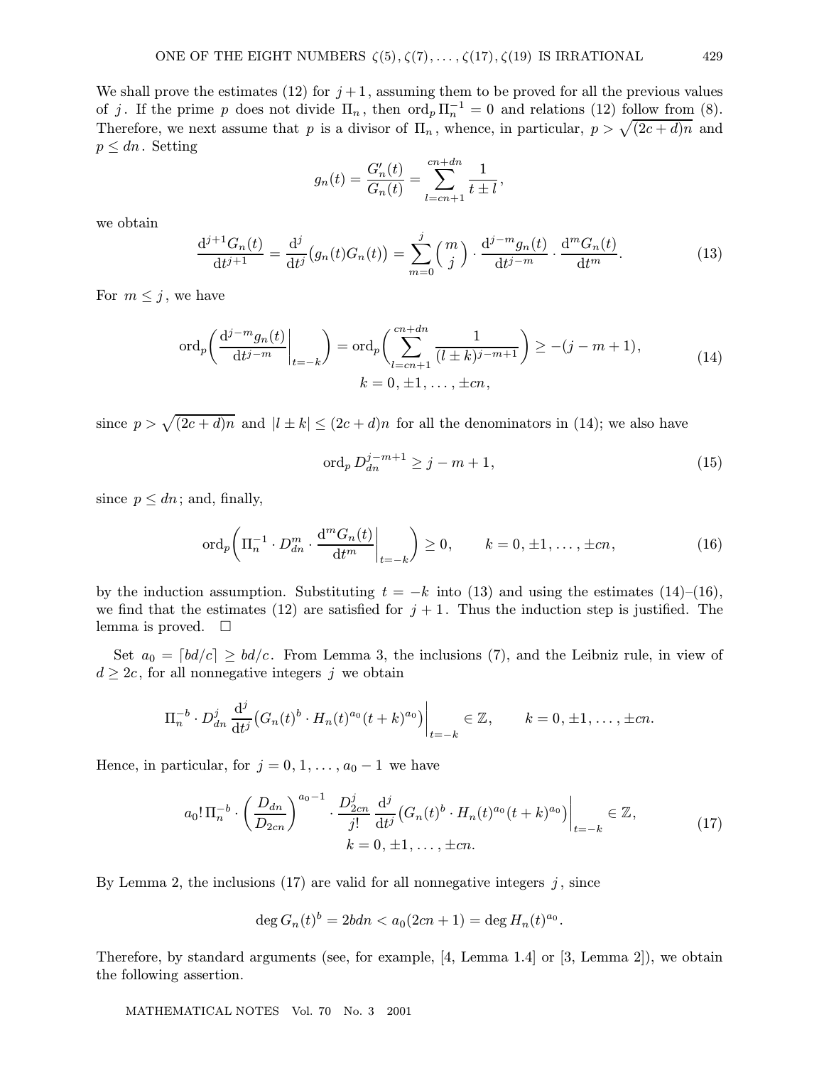We shall prove the estimates (12) for $j+1$, assuming them to be proved for all the previous values of $j$. If the prime $p$ does not divide $\Pi_n$, then $\operatorname{ord}_p \Pi_n^{-1} = 0$ and relations (12) follow from (8). Therefore, we next assume that $p$ is a divisor of $\Pi_n$, whence, in particular, $p > \sqrt{(2c+d)n}$ and $p \le dn$. Setting

$$g_n(t) = \frac{G_n'(t)}{G_n(t)} = \sum_{l=cn+1}^{cn+dn} \frac{1}{t \pm l},$$

we obtain

$$\frac{\mathrm{d}^{j+1} G_n(t)}{\mathrm{d}t^{j+1}} = \frac{\mathrm{d}^j}{\mathrm{d}t^j}\big(g_n(t) G_n(t)\big) = \sum_{m=0}^{j} \binom{m}{j} \cdot \frac{\mathrm{d}^{j-m} g_n(t)}{\mathrm{d}t^{j-m}} \cdot \frac{\mathrm{d}^m G_n(t)}{\mathrm{d}t^m}. \tag{13}$$

For $m \le j$, we have

$$\operatorname{ord}_p\left(\frac{\mathrm{d}^{j-m} g_n(t)}{\mathrm{d}t^{j-m}}\bigg|_{t=-k}\right) = \operatorname{ord}_p\left(\sum_{l=cn+1}^{cn+dn} \frac{1}{(l \pm k)^{j-m+1}}\right) \ge -(j-m+1), \qquad k = 0, \pm 1, \dots, \pm cn, \tag{14}$$

since $p > \sqrt{(2c+d)n}$ and $|l \pm k| \le (2c+d)n$ for all the denominators in (14); we also have

$$\operatorname{ord}_p D_{dn}^{j-m+1} \ge j-m+1, \tag{15}$$

since $p \le dn$; and, finally,

$$\operatorname{ord}_p\left(\Pi_n^{-1} \cdot D_{dn}^m \cdot \frac{\mathrm{d}^m G_n(t)}{\mathrm{d}t^m}\bigg|_{t=-k}\right) \ge 0, \qquad k = 0, \pm 1, \dots, \pm cn, \tag{16}$$

by the induction assumption. Substituting $t = -k$ into (13) and using the estimates (14)–(16), we find that the estimates (12) are satisfied for $j+1$. Thus the induction step is justified. The lemma is proved. $\square$

Set $a_0 = \lceil bd/c \rceil \ge bd/c$. From Lemma 3, the inclusions (7), and the Leibniz rule, in view of $d \ge 2c$, for all nonnegative integers $j$ we obtain

$$\Pi_n^{-b} \cdot D_{dn}^j \frac{\mathrm{d}^j}{\mathrm{d}t^j}\big(G_n(t)^b \cdot H_n(t)^{a_0} (t+k)^{a_0}\big)\bigg|_{t=-k} \in \mathbb{Z}, \qquad k = 0, \pm 1, \dots, \pm cn.$$

Hence, in particular, for $j = 0, 1, \dots, a_0 - 1$ we have

$$a_0! \, \Pi_n^{-b} \cdot \left(\frac{D_{dn}}{D_{2cn}}\right)^{a_0 - 1} \cdot \frac{D_{2cn}^j}{j!} \frac{\mathrm{d}^j}{\mathrm{d}t^j}\big(G_n(t)^b \cdot H_n(t)^{a_0}(t+k)^{a_0}\big)\bigg|_{t=-k} \in \mathbb{Z}, \qquad k = 0, \pm 1, \dots, \pm cn. \tag{17}$$

By Lemma 2, the inclusions (17) are valid for all nonnegative integers $j$, since

$$\deg G_n(t)^b = 2bdn < a_0(2cn+1) = \deg H_n(t)^{a_0}.$$

Therefore, by standard arguments (see, for example, [4, Lemma 1.4] or [3, Lemma 2]), we obtain the following assertion.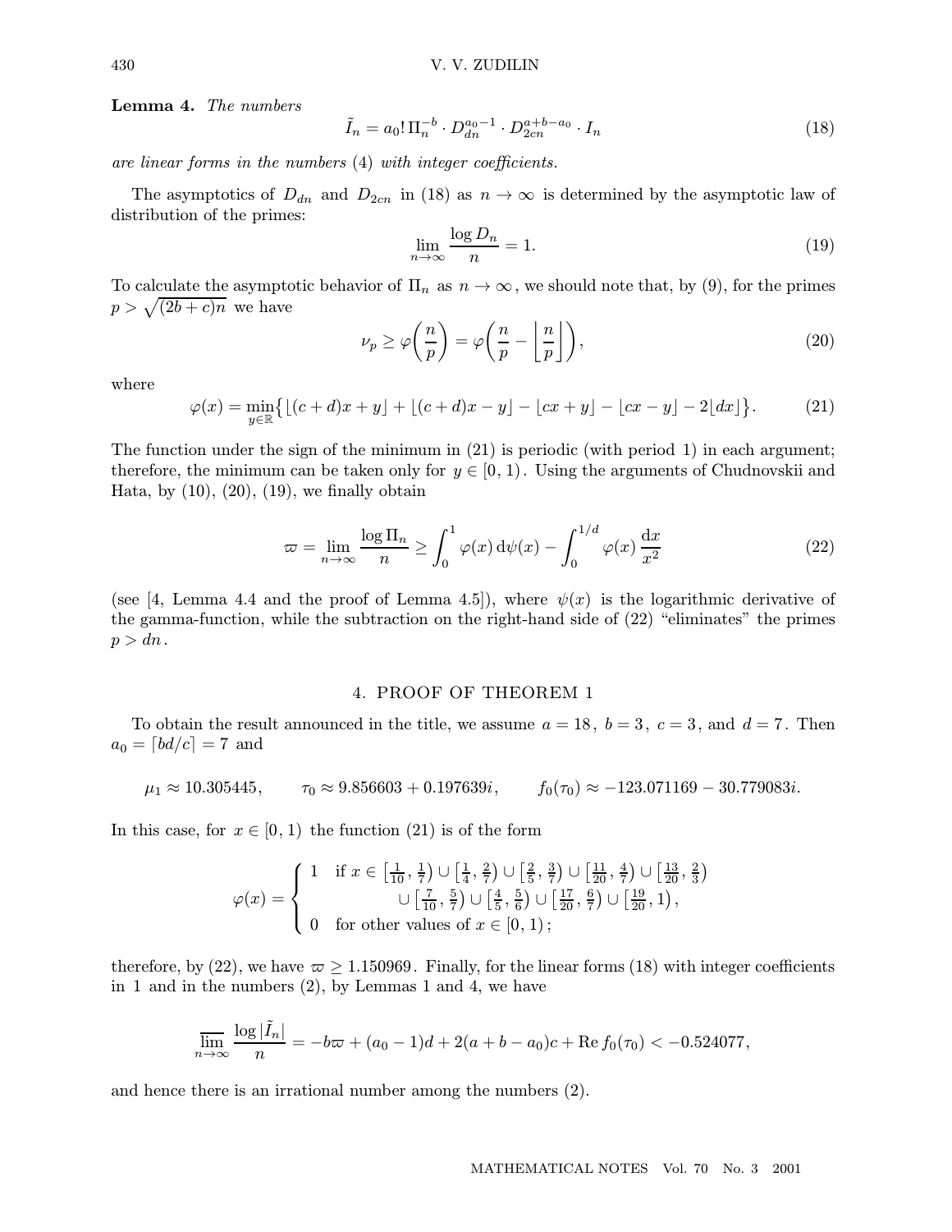**Lemma 4.** *The numbers*

$$\tilde{I}_n = a_0! \, \Pi_n^{-b} \cdot D_{dn}^{a_0-1} \cdot D_{2cn}^{a+b-a_0} \cdot I_n \tag{18}$$

*are linear forms in the numbers* (4) *with integer coefficients.*

The asymptotics of $D_{dn}$ and $D_{2cn}$ in (18) as $n \to \infty$ is determined by the asymptotic law of distribution of the primes:

$$\lim_{n\to\infty} \frac{\log D_n}{n} = 1. \tag{19}$$

To calculate the asymptotic behavior of $\Pi_n$ as $n \to \infty$, we should note that, by (9), for the primes $p > \sqrt{(2b+c)n}$ we have

$$\nu_p \geq \varphi\biggl(\frac{n}{p}\biggr) = \varphi\biggl(\frac{n}{p} - \biggl\lfloor \frac{n}{p} \biggr\rfloor\biggr), \tag{20}$$

where

$$\varphi(x) = \min_{y\in\mathbb{R}} \bigl\{ \lfloor (c+d)x + y \rfloor + \lfloor (c+d)x - y \rfloor - \lfloor cx + y \rfloor - \lfloor cx - y \rfloor - 2\lfloor dx \rfloor \bigr\}. \tag{21}$$

The function under the sign of the minimum in (21) is periodic (with period 1) in each argument; therefore, the minimum can be taken only for $y \in [0, 1)$. Using the arguments of Chudnovskii and Hata, by (10), (20), (19), we finally obtain

$$\varpi = \lim_{n\to\infty} \frac{\log \Pi_n}{n} \geq \int_0^1 \varphi(x)\, \mathrm{d}\psi(x) - \int_0^{1/d} \varphi(x)\, \frac{\mathrm{d}x}{x^2} \tag{22}$$

(see [4, Lemma 4.4 and the proof of Lemma 4.5]), where $\psi(x)$ is the logarithmic derivative of the gamma-function, while the subtraction on the right-hand side of (22) "eliminates" the primes $p > dn$.

## 4. PROOF OF THEOREM 1

To obtain the result announced in the title, we assume $a = 18$, $b = 3$, $c = 3$, and $d = 7$. Then $a_0 = \lceil bd/c \rceil = 7$ and

$$\mu_1 \approx 10.305445, \qquad \tau_0 \approx 9.856603 + 0.197639i, \qquad f_0(\tau_0) \approx -123.071169 - 30.779083i.$$

In this case, for $x \in [0, 1)$ the function (21) is of the form

$$\varphi(x) = \begin{cases} 1 & \text{if } x \in \bigl[\frac{1}{10}, \frac{1}{7}\bigr) \cup \bigl[\frac{1}{4}, \frac{2}{7}\bigr) \cup \bigl[\frac{2}{5}, \frac{3}{7}\bigr) \cup \bigl[\frac{11}{20}, \frac{4}{7}\bigr) \cup \bigl[\frac{13}{20}, \frac{2}{3}\bigr) \\ & \qquad \cup \bigl[\frac{7}{10}, \frac{5}{7}\bigr) \cup \bigl[\frac{4}{5}, \frac{5}{6}\bigr) \cup \bigl[\frac{17}{20}, \frac{6}{7}\bigr) \cup \bigl[\frac{19}{20}, 1\bigr), \\ 0 & \text{for other values of } x \in [0, 1)\,; \end{cases}$$

therefore, by (22), we have $\varpi \geq 1.150969$. Finally, for the linear forms (18) with integer coefficients in 1 and in the numbers (2), by Lemmas 1 and 4, we have

$$\varlimsup_{n\to\infty} \frac{\log |\tilde{I}_n|}{n} = -b\varpi + (a_0 - 1)d + 2(a + b - a_0)c + \operatorname{Re} f_0(\tau_0) < -0.524077,$$

and hence there is an irrational number among the numbers (2).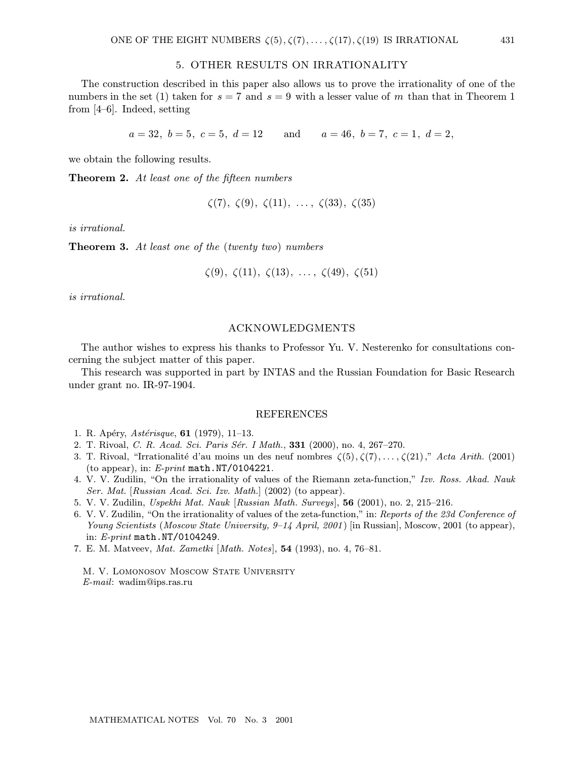## 5. OTHER RESULTS ON IRRATIONALITY

The construction described in this paper also allows us to prove the irrationality of one of the numbers in the set (1) taken for $s = 7$ and $s = 9$ with a lesser value of $m$ than that in Theorem 1 from [4–6]. Indeed, setting

$$a = 32,\ b = 5,\ c = 5,\ d = 12 \qquad \text{and} \qquad a = 46,\ b = 7,\ c = 1,\ d = 2,$$

we obtain the following results.

**Theorem 2.** *At least one of the fifteen numbers*

$$\zeta(7),\ \zeta(9),\ \zeta(11),\ \dots,\ \zeta(33),\ \zeta(35)$$

*is irrational.*

**Theorem 3.** *At least one of the (twenty two) numbers*

$$\zeta(9),\ \zeta(11),\ \zeta(13),\ \dots,\ \zeta(49),\ \zeta(51)$$

*is irrational.*

## ACKNOWLEDGMENTS

The author wishes to express his thanks to Professor Yu. V. Nesterenko for consultations concerning the subject matter of this paper.

This research was supported in part by INTAS and the Russian Foundation for Basic Research under grant no. IR-97-1904.

## REFERENCES

1. R. Apéry, *Astérisque*, **61** (1979), 11–13.
2. T. Rivoal, *C. R. Acad. Sci. Paris Sér. I Math.*, **331** (2000), no. 4, 267–270.
3. T. Rivoal, "Irrationalité d'au moins un des neuf nombres $\zeta(5), \zeta(7), \dots, \zeta(21)$," *Acta Arith.* (2001) (to appear), in: *E-print* math.NT/0104221.
4. V. V. Zudilin, "On the irrationality of values of the Riemann zeta-function," *Izv. Ross. Akad. Nauk Ser. Mat.* [*Russian Acad. Sci. Izv. Math.*] (2002) (to appear).
5. V. V. Zudilin, *Uspekhi Mat. Nauk* [*Russian Math. Surveys*], **56** (2001), no. 2, 215–216.
6. V. V. Zudilin, "On the irrationality of values of the zeta-function," in: *Reports of the 23d Conference of Young Scientists* (*Moscow State University, 9–14 April, 2001*) [in Russian], Moscow, 2001 (to appear), in: *E-print* math.NT/0104249.
7. E. M. Matveev, *Mat. Zametki* [*Math. Notes*], **54** (1993), no. 4, 76–81.

M. V. Lomonosov Moscow State University
*E-mail*: wadim@ips.ras.ru